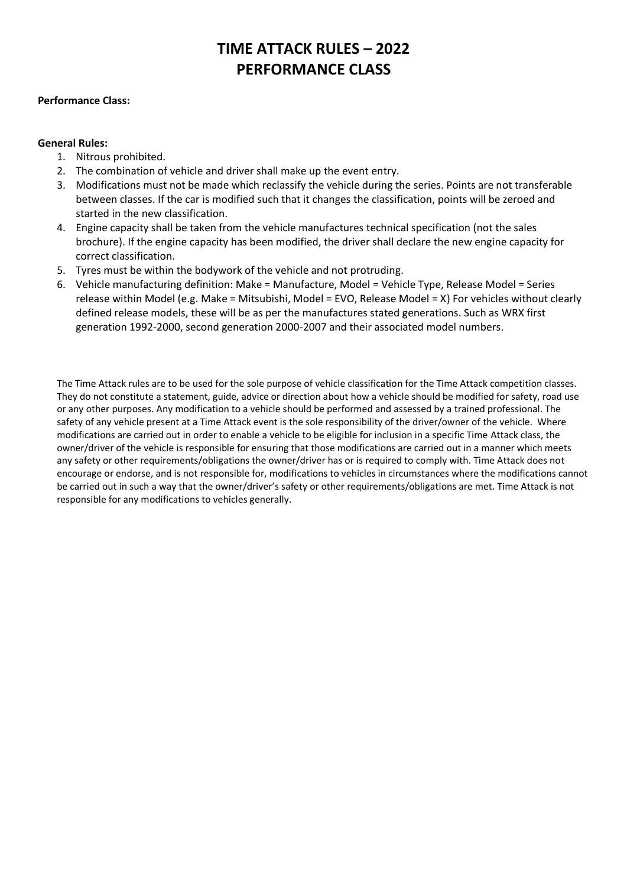# TIME ATTACK RULES – 2022
# PERFORMANCE CLASS

**Performance Class:**

**General Rules:**

1. Nitrous prohibited.
2. The combination of vehicle and driver shall make up the event entry.
3. Modifications must not be made which reclassify the vehicle during the series. Points are not transferable between classes. If the car is modified such that it changes the classification, points will be zeroed and started in the new classification.
4. Engine capacity shall be taken from the vehicle manufactures technical specification (not the sales brochure). If the engine capacity has been modified, the driver shall declare the new engine capacity for correct classification.
5. Tyres must be within the bodywork of the vehicle and not protruding.
6. Vehicle manufacturing definition: Make = Manufacture, Model = Vehicle Type, Release Model = Series release within Model (e.g. Make = Mitsubishi, Model = EVO, Release Model = X) For vehicles without clearly defined release models, these will be as per the manufactures stated generations. Such as WRX first generation 1992-2000, second generation 2000-2007 and their associated model numbers.

The Time Attack rules are to be used for the sole purpose of vehicle classification for the Time Attack competition classes. They do not constitute a statement, guide, advice or direction about how a vehicle should be modified for safety, road use or any other purposes. Any modification to a vehicle should be performed and assessed by a trained professional. The safety of any vehicle present at a Time Attack event is the sole responsibility of the driver/owner of the vehicle. Where modifications are carried out in order to enable a vehicle to be eligible for inclusion in a specific Time Attack class, the owner/driver of the vehicle is responsible for ensuring that those modifications are carried out in a manner which meets any safety or other requirements/obligations the owner/driver has or is required to comply with. Time Attack does not encourage or endorse, and is not responsible for, modifications to vehicles in circumstances where the modifications cannot be carried out in such a way that the owner/driver's safety or other requirements/obligations are met. Time Attack is not responsible for any modifications to vehicles generally.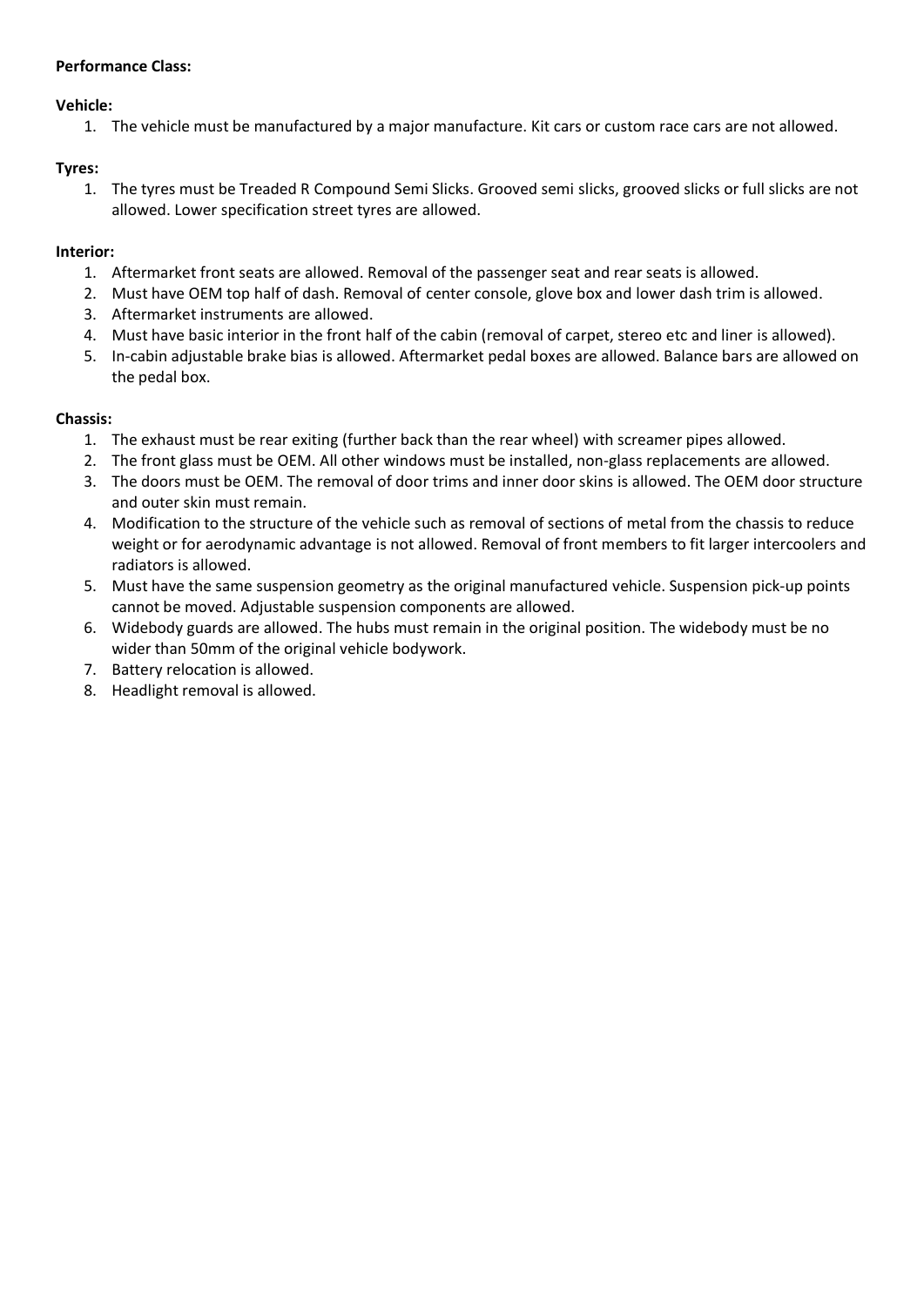**Performance Class:**

**Vehicle:**

1. The vehicle must be manufactured by a major manufacture. Kit cars or custom race cars are not allowed.

**Tyres:**

1. The tyres must be Treaded R Compound Semi Slicks. Grooved semi slicks, grooved slicks or full slicks are not allowed. Lower specification street tyres are allowed.

**Interior:**

1. Aftermarket front seats are allowed. Removal of the passenger seat and rear seats is allowed.
2. Must have OEM top half of dash. Removal of center console, glove box and lower dash trim is allowed.
3. Aftermarket instruments are allowed.
4. Must have basic interior in the front half of the cabin (removal of carpet, stereo etc and liner is allowed).
5. In-cabin adjustable brake bias is allowed. Aftermarket pedal boxes are allowed. Balance bars are allowed on the pedal box.

**Chassis:**

1. The exhaust must be rear exiting (further back than the rear wheel) with screamer pipes allowed.
2. The front glass must be OEM. All other windows must be installed, non-glass replacements are allowed.
3. The doors must be OEM. The removal of door trims and inner door skins is allowed. The OEM door structure and outer skin must remain.
4. Modification to the structure of the vehicle such as removal of sections of metal from the chassis to reduce weight or for aerodynamic advantage is not allowed. Removal of front members to fit larger intercoolers and radiators is allowed.
5. Must have the same suspension geometry as the original manufactured vehicle. Suspension pick-up points cannot be moved. Adjustable suspension components are allowed.
6. Widebody guards are allowed. The hubs must remain in the original position. The widebody must be no wider than 50mm of the original vehicle bodywork.
7. Battery relocation is allowed.
8. Headlight removal is allowed.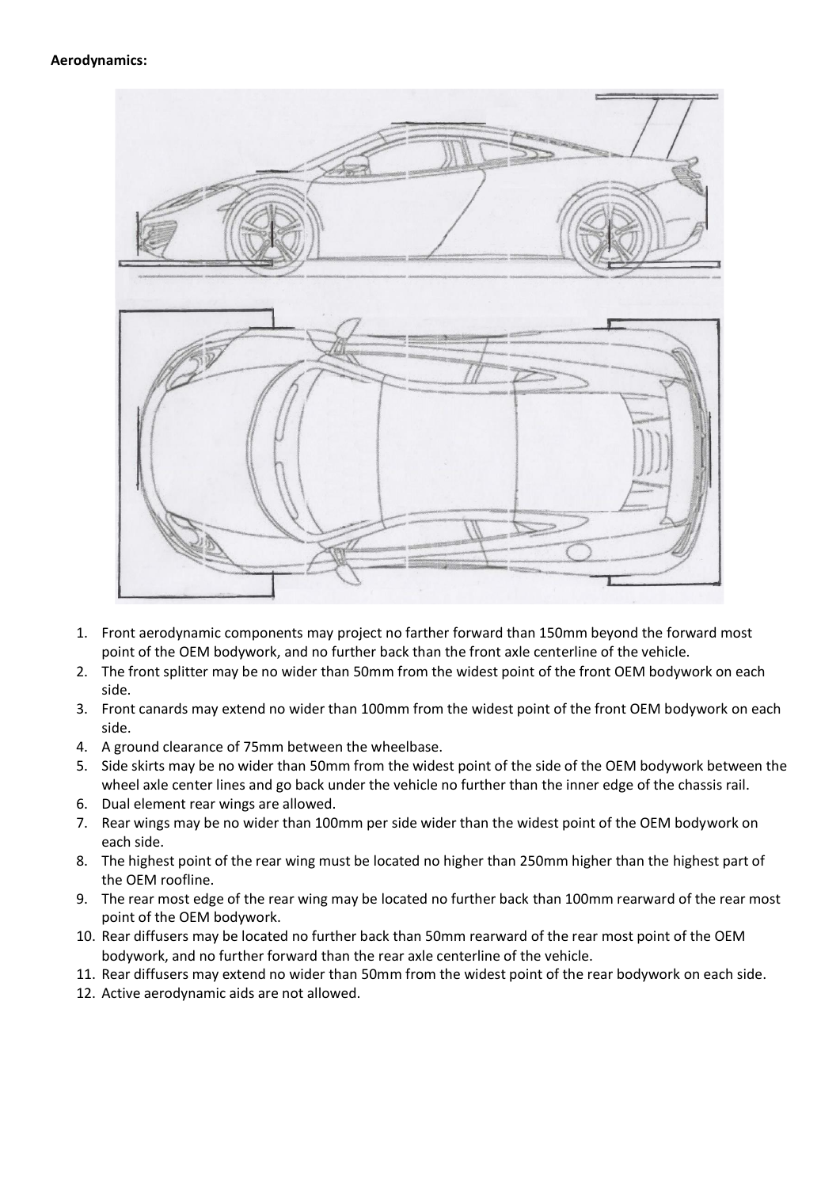**Aerodynamics:**

1. Front aerodynamic components may project no farther forward than 150mm beyond the forward most point of the OEM bodywork, and no further back than the front axle centerline of the vehicle.
2. The front splitter may be no wider than 50mm from the widest point of the front OEM bodywork on each side.
3. Front canards may extend no wider than 100mm from the widest point of the front OEM bodywork on each side.
4. A ground clearance of 75mm between the wheelbase.
5. Side skirts may be no wider than 50mm from the widest point of the side of the OEM bodywork between the wheel axle center lines and go back under the vehicle no further than the inner edge of the chassis rail.
6. Dual element rear wings are allowed.
7. Rear wings may be no wider than 100mm per side wider than the widest point of the OEM bodywork on each side.
8. The highest point of the rear wing must be located no higher than 250mm higher than the highest part of the OEM roofline.
9. The rear most edge of the rear wing may be located no further back than 100mm rearward of the rear most point of the OEM bodywork.
10. Rear diffusers may be located no further back than 50mm rearward of the rear most point of the OEM bodywork, and no further forward than the rear axle centerline of the vehicle.
11. Rear diffusers may extend no wider than 50mm from the widest point of the rear bodywork on each side.
12. Active aerodynamic aids are not allowed.